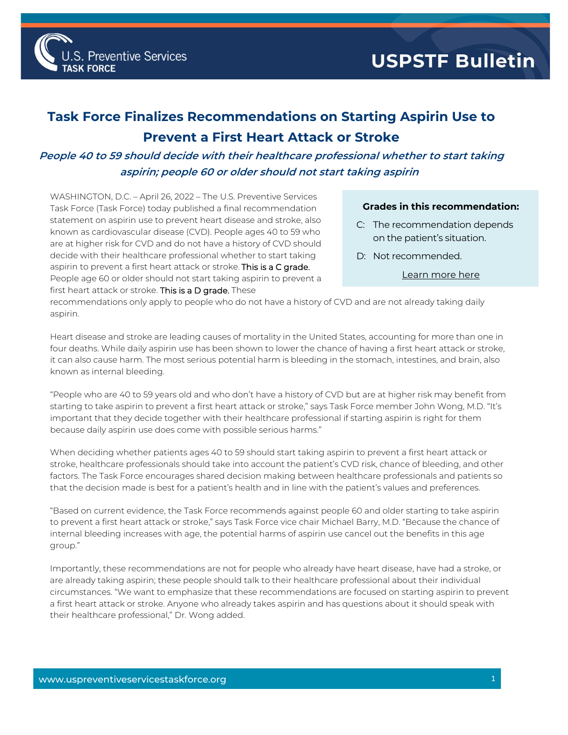U.S. Preventive Services TASK FORCE

**USPSTF Bulletin**

# Task Force Finalizes Recommendations on Starting Aspirin Use to Prevent a First Heart Attack or Stroke

***People 40 to 59 should decide with their healthcare professional whether to start taking aspirin; people 60 or older should not start taking aspirin***

> **Grades in this recommendation:**
>
> C: The recommendation depends on the patient's situation.
>
> D: Not recommended.
>
> Learn more here

WASHINGTON, D.C. – April 26, 2022 – The U.S. Preventive Services Task Force (Task Force) today published a final recommendation statement on aspirin use to prevent heart disease and stroke, also known as cardiovascular disease (CVD). People ages 40 to 59 who are at higher risk for CVD and do not have a history of CVD should decide with their healthcare professional whether to start taking aspirin to prevent a first heart attack or stroke. This is a C grade. People age 60 or older should not start taking aspirin to prevent a first heart attack or stroke. This is a D grade. These recommendations only apply to people who do not have a history of CVD and are not already taking daily aspirin.

Heart disease and stroke are leading causes of mortality in the United States, accounting for more than one in four deaths. While daily aspirin use has been shown to lower the chance of having a first heart attack or stroke, it can also cause harm. The most serious potential harm is bleeding in the stomach, intestines, and brain, also known as internal bleeding.

"People who are 40 to 59 years old and who don't have a history of CVD but are at higher risk may benefit from starting to take aspirin to prevent a first heart attack or stroke," says Task Force member John Wong, M.D. "It's important that they decide together with their healthcare professional if starting aspirin is right for them because daily aspirin use does come with possible serious harms."

When deciding whether patients ages 40 to 59 should start taking aspirin to prevent a first heart attack or stroke, healthcare professionals should take into account the patient's CVD risk, chance of bleeding, and other factors. The Task Force encourages shared decision making between healthcare professionals and patients so that the decision made is best for a patient's health and in line with the patient's values and preferences.

"Based on current evidence, the Task Force recommends against people 60 and older starting to take aspirin to prevent a first heart attack or stroke," says Task Force vice chair Michael Barry, M.D. "Because the chance of internal bleeding increases with age, the potential harms of aspirin use cancel out the benefits in this age group."

Importantly, these recommendations are not for people who already have heart disease, have had a stroke, or are already taking aspirin; these people should talk to their healthcare professional about their individual circumstances. "We want to emphasize that these recommendations are focused on starting aspirin to prevent a first heart attack or stroke. Anyone who already takes aspirin and has questions about it should speak with their healthcare professional," Dr. Wong added.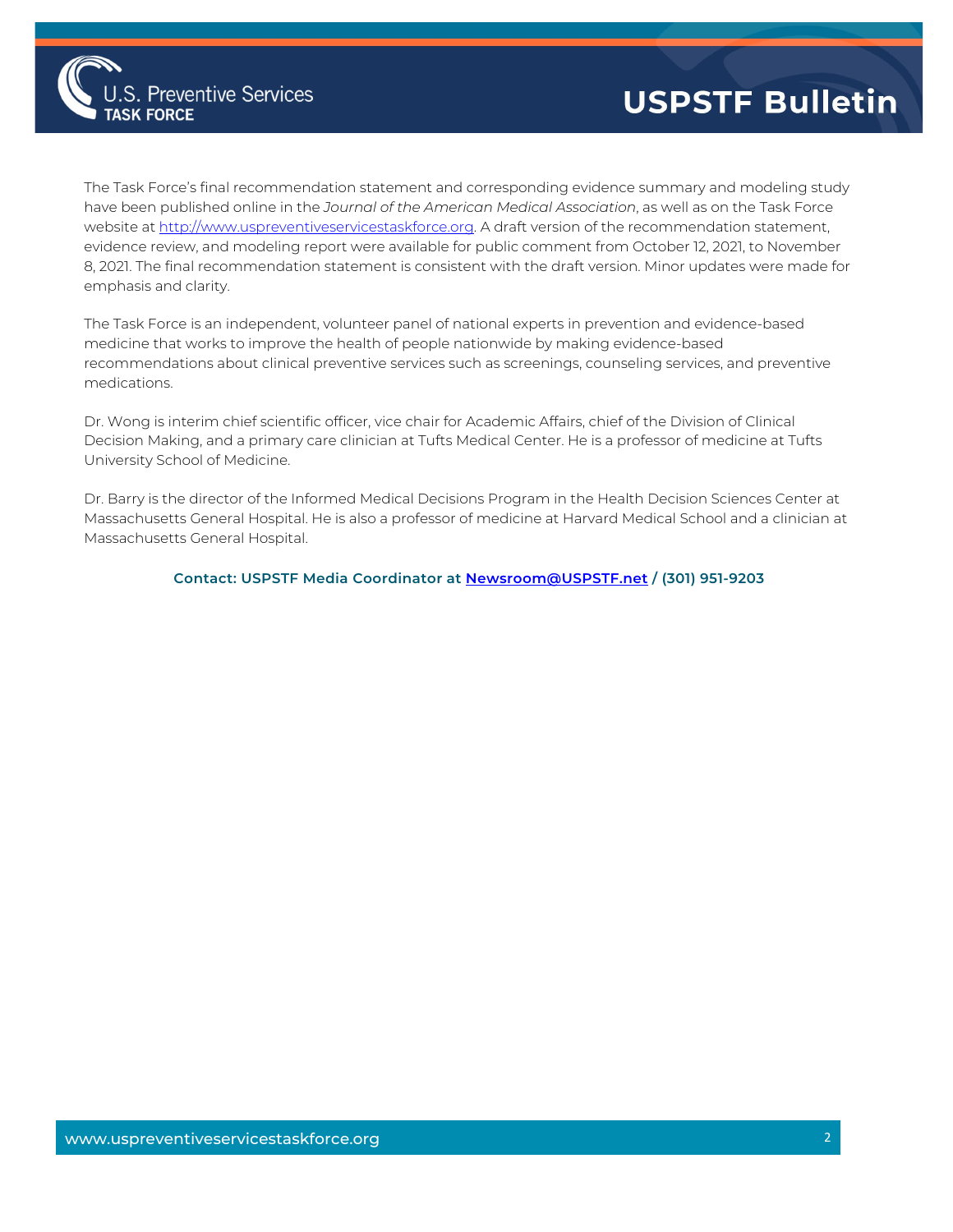The Task Force's final recommendation statement and corresponding evidence summary and modeling study have been published online in the *Journal of the American Medical Association*, as well as on the Task Force website at [http://www.uspreventiveservicestaskforce.org](http://www.uspreventiveservicestaskforce.org). A draft version of the recommendation statement, evidence review, and modeling report were available for public comment from October 12, 2021, to November 8, 2021. The final recommendation statement is consistent with the draft version. Minor updates were made for emphasis and clarity.

The Task Force is an independent, volunteer panel of national experts in prevention and evidence-based medicine that works to improve the health of people nationwide by making evidence-based recommendations about clinical preventive services such as screenings, counseling services, and preventive medications.

Dr. Wong is interim chief scientific officer, vice chair for Academic Affairs, chief of the Division of Clinical Decision Making, and a primary care clinician at Tufts Medical Center. He is a professor of medicine at Tufts University School of Medicine.

Dr. Barry is the director of the Informed Medical Decisions Program in the Health Decision Sciences Center at Massachusetts General Hospital. He is also a professor of medicine at Harvard Medical School and a clinician at Massachusetts General Hospital.

**Contact: USPSTF Media Coordinator at [Newsroom@USPSTF.net](mailto:Newsroom@USPSTF.net) / (301) 951-9203**